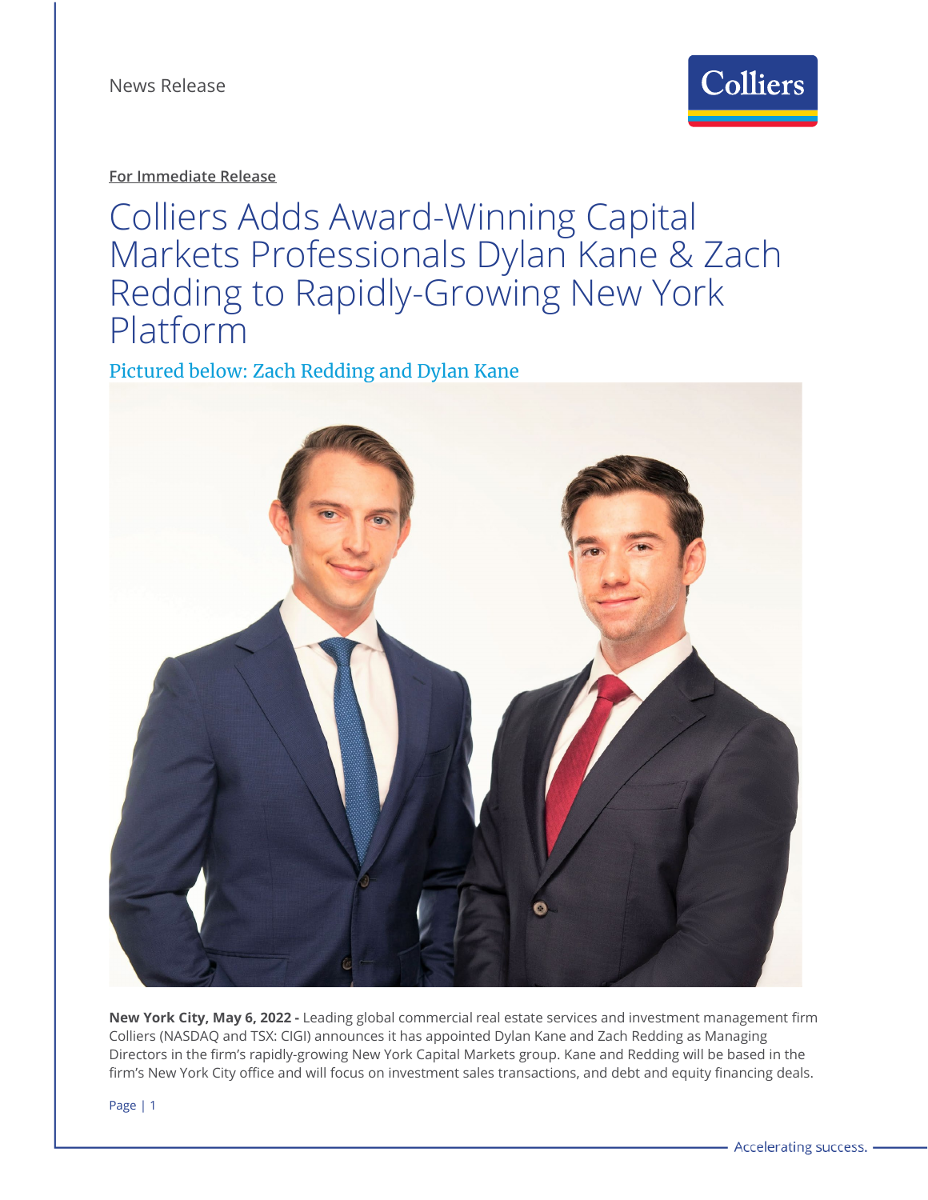News Release

**For Immediate Release**

# Colliers Adds Award-Winning Capital Markets Professionals Dylan Kane & Zach Redding to Rapidly-Growing New York Platform

Pictured below: Zach Redding and Dylan Kane

**New York City, May 6, 2022 -** Leading global commercial real estate services and investment management firm Colliers (NASDAQ and TSX: CIGI) announces it has appointed Dylan Kane and Zach Redding as Managing Directors in the firm's rapidly-growing New York Capital Markets group. Kane and Redding will be based in the firm's New York City office and will focus on investment sales transactions, and debt and equity financing deals.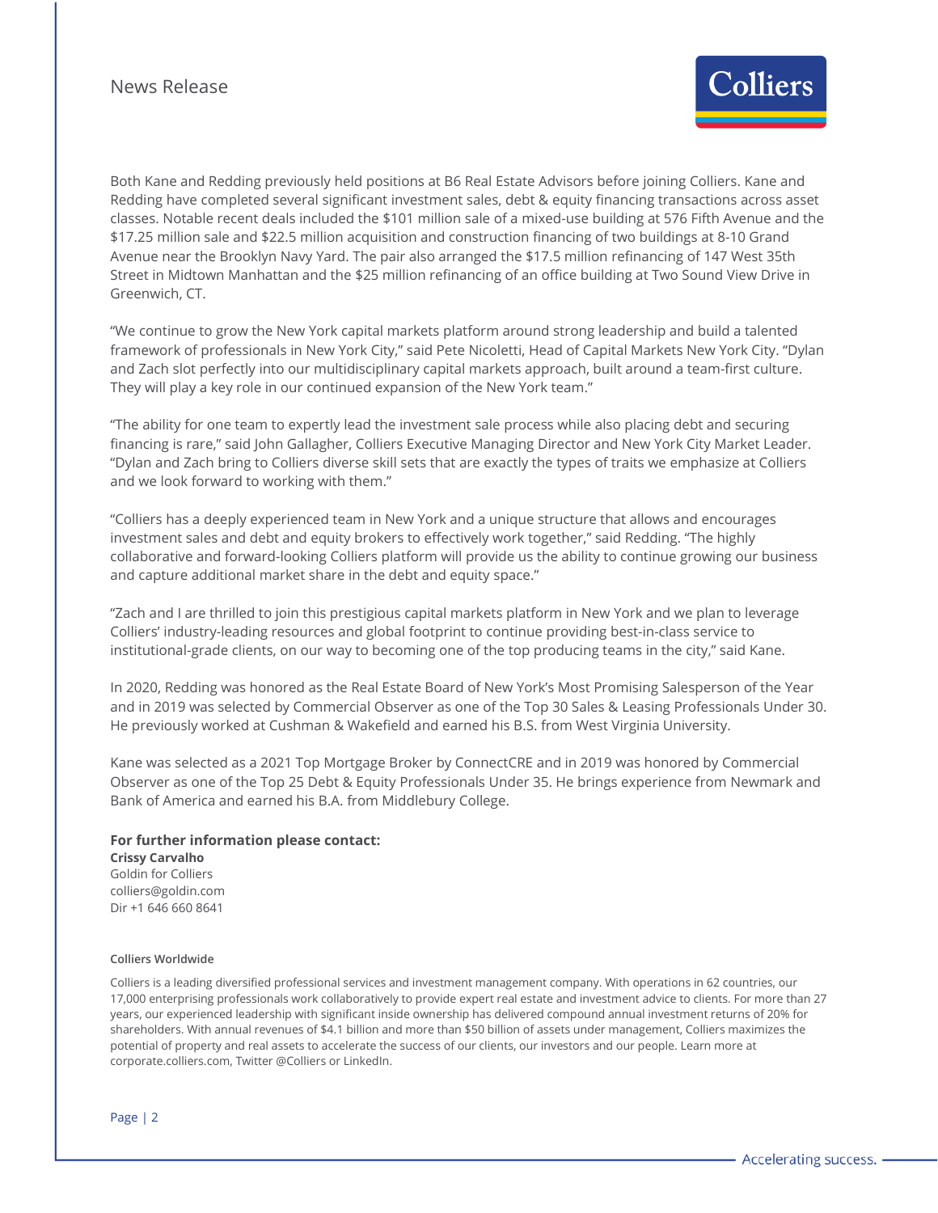Both Kane and Redding previously held positions at B6 Real Estate Advisors before joining Colliers. Kane and Redding have completed several significant investment sales, debt & equity financing transactions across asset classes. Notable recent deals included the $101 million sale of a mixed-use building at 576 Fifth Avenue and the $17.25 million sale and $22.5 million acquisition and construction financing of two buildings at 8-10 Grand Avenue near the Brooklyn Navy Yard. The pair also arranged the $17.5 million refinancing of 147 West 35th Street in Midtown Manhattan and the $25 million refinancing of an office building at Two Sound View Drive in Greenwich, CT.

"We continue to grow the New York capital markets platform around strong leadership and build a talented framework of professionals in New York City," said Pete Nicoletti, Head of Capital Markets New York City. "Dylan and Zach slot perfectly into our multidisciplinary capital markets approach, built around a team-first culture. They will play a key role in our continued expansion of the New York team."

"The ability for one team to expertly lead the investment sale process while also placing debt and securing financing is rare," said John Gallagher, Colliers Executive Managing Director and New York City Market Leader. "Dylan and Zach bring to Colliers diverse skill sets that are exactly the types of traits we emphasize at Colliers and we look forward to working with them."

"Colliers has a deeply experienced team in New York and a unique structure that allows and encourages investment sales and debt and equity brokers to effectively work together," said Redding. "The highly collaborative and forward-looking Colliers platform will provide us the ability to continue growing our business and capture additional market share in the debt and equity space."

"Zach and I are thrilled to join this prestigious capital markets platform in New York and we plan to leverage Colliers' industry-leading resources and global footprint to continue providing best-in-class service to institutional-grade clients, on our way to becoming one of the top producing teams in the city," said Kane.

In 2020, Redding was honored as the Real Estate Board of New York's Most Promising Salesperson of the Year and in 2019 was selected by Commercial Observer as one of the Top 30 Sales & Leasing Professionals Under 30. He previously worked at Cushman & Wakefield and earned his B.S. from West Virginia University.

Kane was selected as a 2021 Top Mortgage Broker by ConnectCRE and in 2019 was honored by Commercial Observer as one of the Top 25 Debt & Equity Professionals Under 35. He brings experience from Newmark and Bank of America and earned his B.A. from Middlebury College.

**For further information please contact:**
**Crissy Carvalho**
Goldin for Colliers
colliers@goldin.com
Dir +1 646 660 8641

**Colliers Worldwide**

Colliers is a leading diversified professional services and investment management company. With operations in 62 countries, our 17,000 enterprising professionals work collaboratively to provide expert real estate and investment advice to clients. For more than 27 years, our experienced leadership with significant inside ownership has delivered compound annual investment returns of 20% for shareholders. With annual revenues of $4.1 billion and more than $50 billion of assets under management, Colliers maximizes the potential of property and real assets to accelerate the success of our clients, our investors and our people. Learn more at corporate.colliers.com, Twitter @Colliers or LinkedIn.